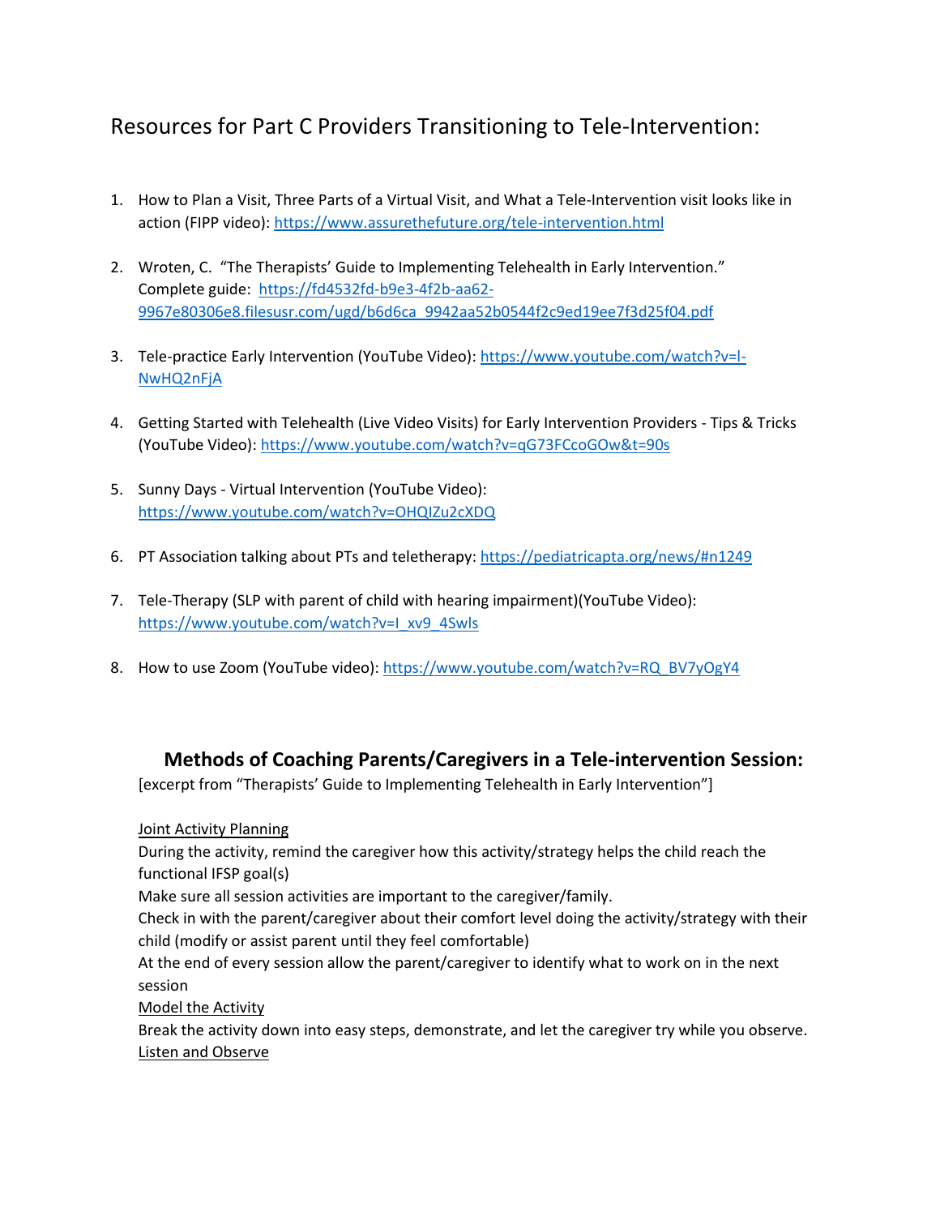# Resources for Part C Providers Transitioning to Tele-Intervention:

1. How to Plan a Visit, Three Parts of a Virtual Visit, and What a Tele-Intervention visit looks like in action (FIPP video): https://www.assurethefuture.org/tele-intervention.html

2. Wroten, C. "The Therapists' Guide to Implementing Telehealth in Early Intervention." Complete guide: https://fd4532fd-b9e3-4f2b-aa62-9967e80306e8.filesusr.com/ugd/b6d6ca_9942aa52b0544f2c9ed19ee7f3d25f04.pdf

3. Tele-practice Early Intervention (YouTube Video): https://www.youtube.com/watch?v=l-NwHQ2nFjA

4. Getting Started with Telehealth (Live Video Visits) for Early Intervention Providers - Tips & Tricks (YouTube Video): https://www.youtube.com/watch?v=qG73FCcoGOw&t=90s

5. Sunny Days - Virtual Intervention (YouTube Video): https://www.youtube.com/watch?v=OHQIZu2cXDQ

6. PT Association talking about PTs and teletherapy: https://pediatricapta.org/news/#n1249

7. Tele-Therapy (SLP with parent of child with hearing impairment)(YouTube Video): https://www.youtube.com/watch?v=I_xv9_4Swls

8. How to use Zoom (YouTube video): https://www.youtube.com/watch?v=RQ_BV7yOgY4

## Methods of Coaching Parents/Caregivers in a Tele-intervention Session:

[excerpt from "Therapists' Guide to Implementing Telehealth in Early Intervention"]

<u>Joint Activity Planning</u>

During the activity, remind the caregiver how this activity/strategy helps the child reach the functional IFSP goal(s)

Make sure all session activities are important to the caregiver/family.

Check in with the parent/caregiver about their comfort level doing the activity/strategy with their child (modify or assist parent until they feel comfortable)

At the end of every session allow the parent/caregiver to identify what to work on in the next session

<u>Model the Activity</u>

Break the activity down into easy steps, demonstrate, and let the caregiver try while you observe.

<u>Listen and Observe</u>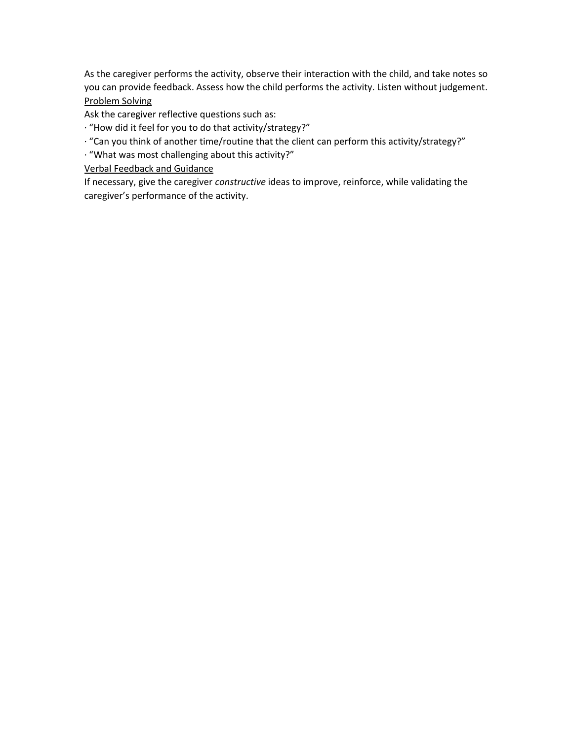As the caregiver performs the activity, observe their interaction with the child, and take notes so you can provide feedback. Assess how the child performs the activity. Listen without judgement.

<u>Problem Solving</u>

Ask the caregiver reflective questions such as:

- "How did it feel for you to do that activity/strategy?"
- "Can you think of another time/routine that the client can perform this activity/strategy?"
- "What was most challenging about this activity?"

<u>Verbal Feedback and Guidance</u>

If necessary, give the caregiver *constructive* ideas to improve, reinforce, while validating the caregiver's performance of the activity.